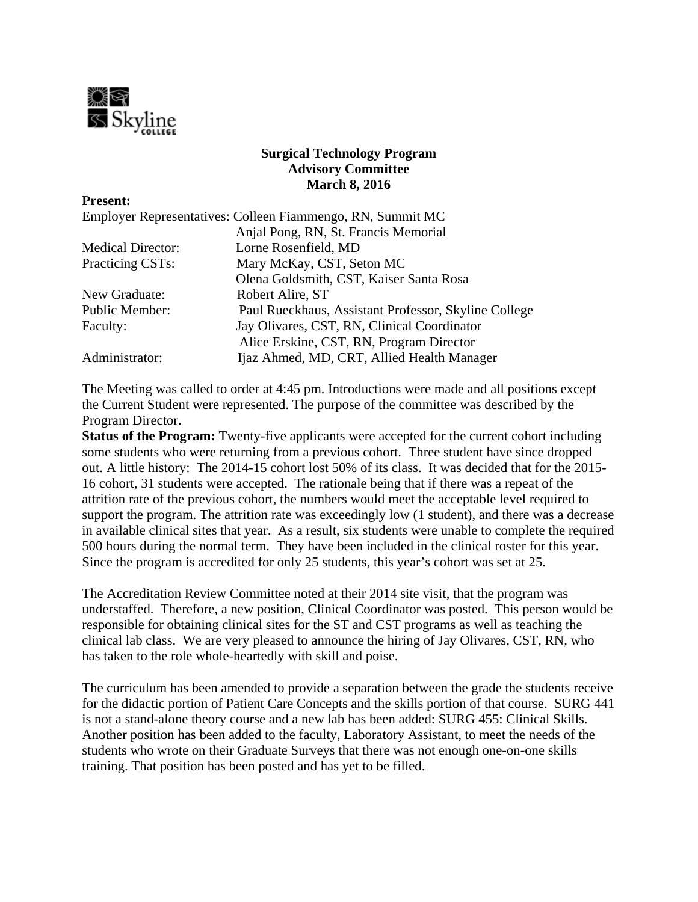**Surgical Technology Program**
**Advisory Committee**
**March 8, 2016**

**Present:**

| | |
|---|---|
| Employer Representatives: | Colleen Fiammengo, RN, Summit MC |
| | Anjal Pong, RN, St. Francis Memorial |
| Medical Director: | Lorne Rosenfield, MD |
| Practicing CSTs: | Mary McKay, CST, Seton MC |
| | Olena Goldsmith, CST, Kaiser Santa Rosa |
| New Graduate: | Robert Alire, ST |
| Public Member: | Paul Rueckhaus, Assistant Professor, Skyline College |
| Faculty: | Jay Olivares, CST, RN, Clinical Coordinator |
| | Alice Erskine, CST, RN, Program Director |
| Administrator: | Ijaz Ahmed, MD, CRT, Allied Health Manager |

The Meeting was called to order at 4:45 pm. Introductions were made and all positions except the Current Student were represented. The purpose of the committee was described by the Program Director.

**Status of the Program:** Twenty-five applicants were accepted for the current cohort including some students who were returning from a previous cohort. Three student have since dropped out. A little history: The 2014-15 cohort lost 50% of its class. It was decided that for the 2015-16 cohort, 31 students were accepted. The rationale being that if there was a repeat of the attrition rate of the previous cohort, the numbers would meet the acceptable level required to support the program. The attrition rate was exceedingly low (1 student), and there was a decrease in available clinical sites that year. As a result, six students were unable to complete the required 500 hours during the normal term. They have been included in the clinical roster for this year. Since the program is accredited for only 25 students, this year's cohort was set at 25.

The Accreditation Review Committee noted at their 2014 site visit, that the program was understaffed. Therefore, a new position, Clinical Coordinator was posted. This person would be responsible for obtaining clinical sites for the ST and CST programs as well as teaching the clinical lab class. We are very pleased to announce the hiring of Jay Olivares, CST, RN, who has taken to the role whole-heartedly with skill and poise.

The curriculum has been amended to provide a separation between the grade the students receive for the didactic portion of Patient Care Concepts and the skills portion of that course. SURG 441 is not a stand-alone theory course and a new lab has been added: SURG 455: Clinical Skills. Another position has been added to the faculty, Laboratory Assistant, to meet the needs of the students who wrote on their Graduate Surveys that there was not enough one-on-one skills training. That position has been posted and has yet to be filled.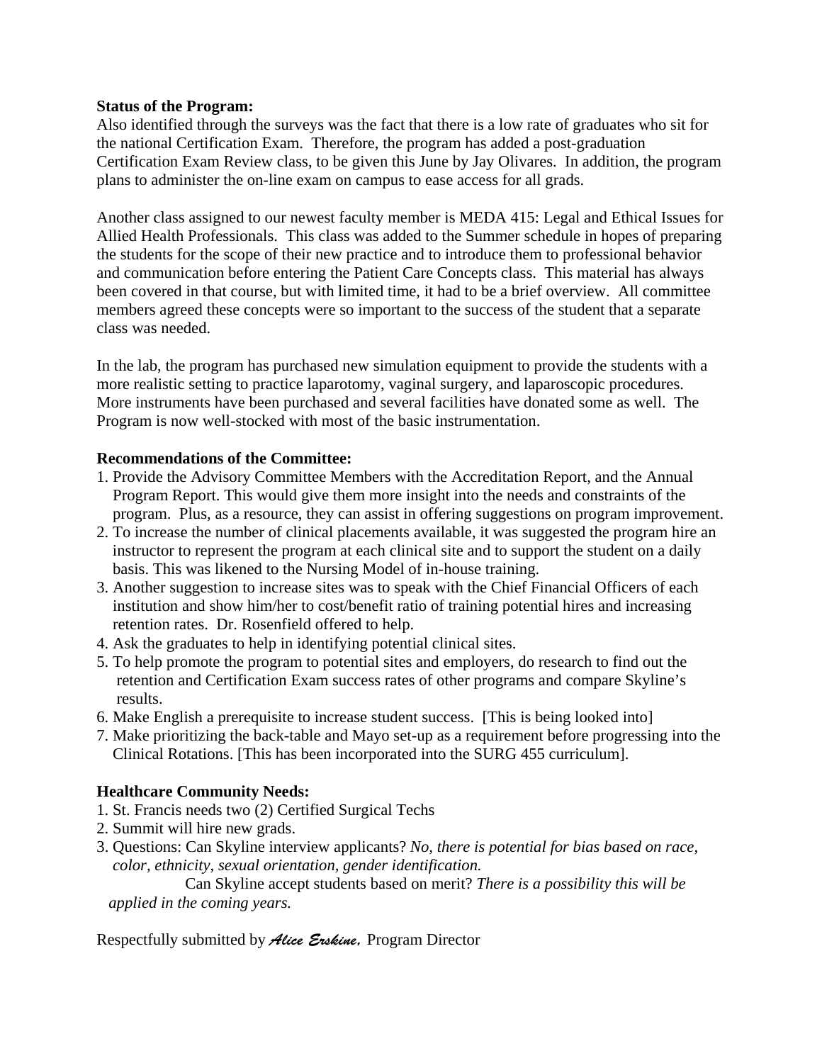**Status of the Program:**

Also identified through the surveys was the fact that there is a low rate of graduates who sit for the national Certification Exam. Therefore, the program has added a post-graduation Certification Exam Review class, to be given this June by Jay Olivares. In addition, the program plans to administer the on-line exam on campus to ease access for all grads.

Another class assigned to our newest faculty member is MEDA 415: Legal and Ethical Issues for Allied Health Professionals. This class was added to the Summer schedule in hopes of preparing the students for the scope of their new practice and to introduce them to professional behavior and communication before entering the Patient Care Concepts class. This material has always been covered in that course, but with limited time, it had to be a brief overview. All committee members agreed these concepts were so important to the success of the student that a separate class was needed.

In the lab, the program has purchased new simulation equipment to provide the students with a more realistic setting to practice laparotomy, vaginal surgery, and laparoscopic procedures. More instruments have been purchased and several facilities have donated some as well. The Program is now well-stocked with most of the basic instrumentation.

**Recommendations of the Committee:**

1. Provide the Advisory Committee Members with the Accreditation Report, and the Annual Program Report. This would give them more insight into the needs and constraints of the program. Plus, as a resource, they can assist in offering suggestions on program improvement.
2. To increase the number of clinical placements available, it was suggested the program hire an instructor to represent the program at each clinical site and to support the student on a daily basis. This was likened to the Nursing Model of in-house training.
3. Another suggestion to increase sites was to speak with the Chief Financial Officers of each institution and show him/her to cost/benefit ratio of training potential hires and increasing retention rates. Dr. Rosenfield offered to help.
4. Ask the graduates to help in identifying potential clinical sites.
5. To help promote the program to potential sites and employers, do research to find out the retention and Certification Exam success rates of other programs and compare Skyline's results.
6. Make English a prerequisite to increase student success. [This is being looked into]
7. Make prioritizing the back-table and Mayo set-up as a requirement before progressing into the Clinical Rotations. [This has been incorporated into the SURG 455 curriculum].

**Healthcare Community Needs:**

1. St. Francis needs two (2) Certified Surgical Techs
2. Summit will hire new grads.
3. Questions: Can Skyline interview applicants? *No, there is potential for bias based on race, color, ethnicity, sexual orientation, gender identification.*
   Can Skyline accept students based on merit? *There is a possibility this will be applied in the coming years.*

Respectfully submitted by *Alice Erskine,* Program Director